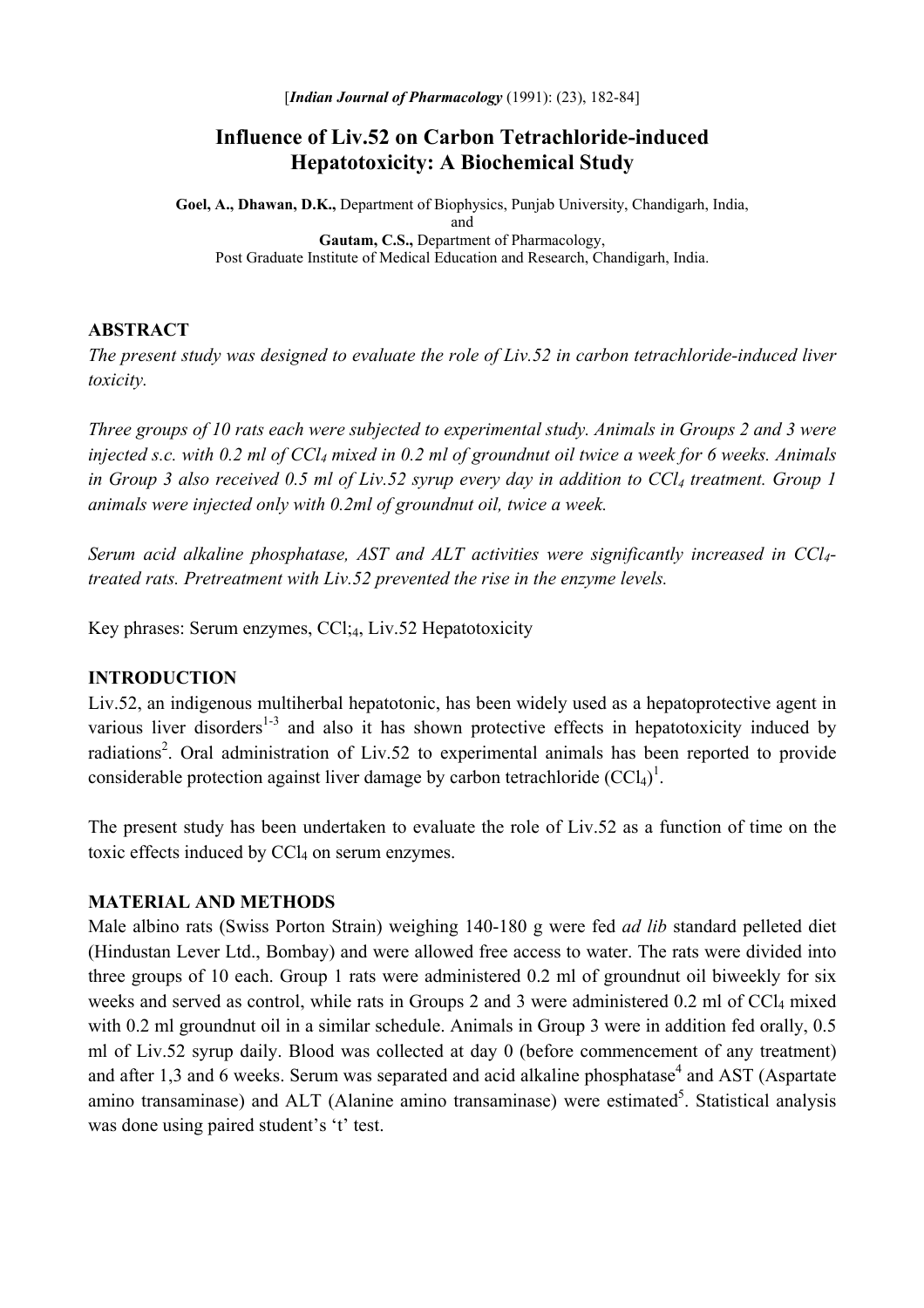[*Indian Journal of Pharmacology* (1991): (23), 182-84]

# Influence of Liv.52 on Carbon Tetrachloride-induced Hepatotoxicity: A Biochemical Study

**Goel, A., Dhawan, D.K.,** Department of Biophysics, Punjab University, Chandigarh, India, and
**Gautam, C.S.,** Department of Pharmacology, Post Graduate Institute of Medical Education and Research, Chandigarh, India.

## ABSTRACT

*The present study was designed to evaluate the role of Liv.52 in carbon tetrachloride-induced liver toxicity.*

*Three groups of 10 rats each were subjected to experimental study. Animals in Groups 2 and 3 were injected s.c. with 0.2 ml of $CCl_4$ mixed in 0.2 ml of groundnut oil twice a week for 6 weeks. Animals in Group 3 also received 0.5 ml of Liv.52 syrup every day in addition to $CCl_4$ treatment. Group 1 animals were injected only with 0.2ml of groundnut oil, twice a week.*

*Serum acid alkaline phosphatase, AST and ALT activities were significantly increased in $CCl_4$-treated rats. Pretreatment with Liv.52 prevented the rise in the enzyme levels.*

Key phrases: Serum enzymes, CCl;$_4$, Liv.52 Hepatotoxicity

## INTRODUCTION

Liv.52, an indigenous multiherbal hepatotonic, has been widely used as a hepatoprotective agent in various liver disorders[1-3] and also it has shown protective effects in hepatotoxicity induced by radiations[2]. Oral administration of Liv.52 to experimental animals has been reported to provide considerable protection against liver damage by carbon tetrachloride ($CCl_4$)[1].

The present study has been undertaken to evaluate the role of Liv.52 as a function of time on the toxic effects induced by $CCl_4$ on serum enzymes.

## MATERIAL AND METHODS

Male albino rats (Swiss Porton Strain) weighing 140-180 g were fed *ad lib* standard pelleted diet (Hindustan Lever Ltd., Bombay) and were allowed free access to water. The rats were divided into three groups of 10 each. Group 1 rats were administered 0.2 ml of groundnut oil biweekly for six weeks and served as control, while rats in Groups 2 and 3 were administered 0.2 ml of $CCl_4$ mixed with 0.2 ml groundnut oil in a similar schedule. Animals in Group 3 were in addition fed orally, 0.5 ml of Liv.52 syrup daily. Blood was collected at day 0 (before commencement of any treatment) and after 1,3 and 6 weeks. Serum was separated and acid alkaline phosphatase[4] and AST (Aspartate amino transaminase) and ALT (Alanine amino transaminase) were estimated[5]. Statistical analysis was done using paired student's 't' test.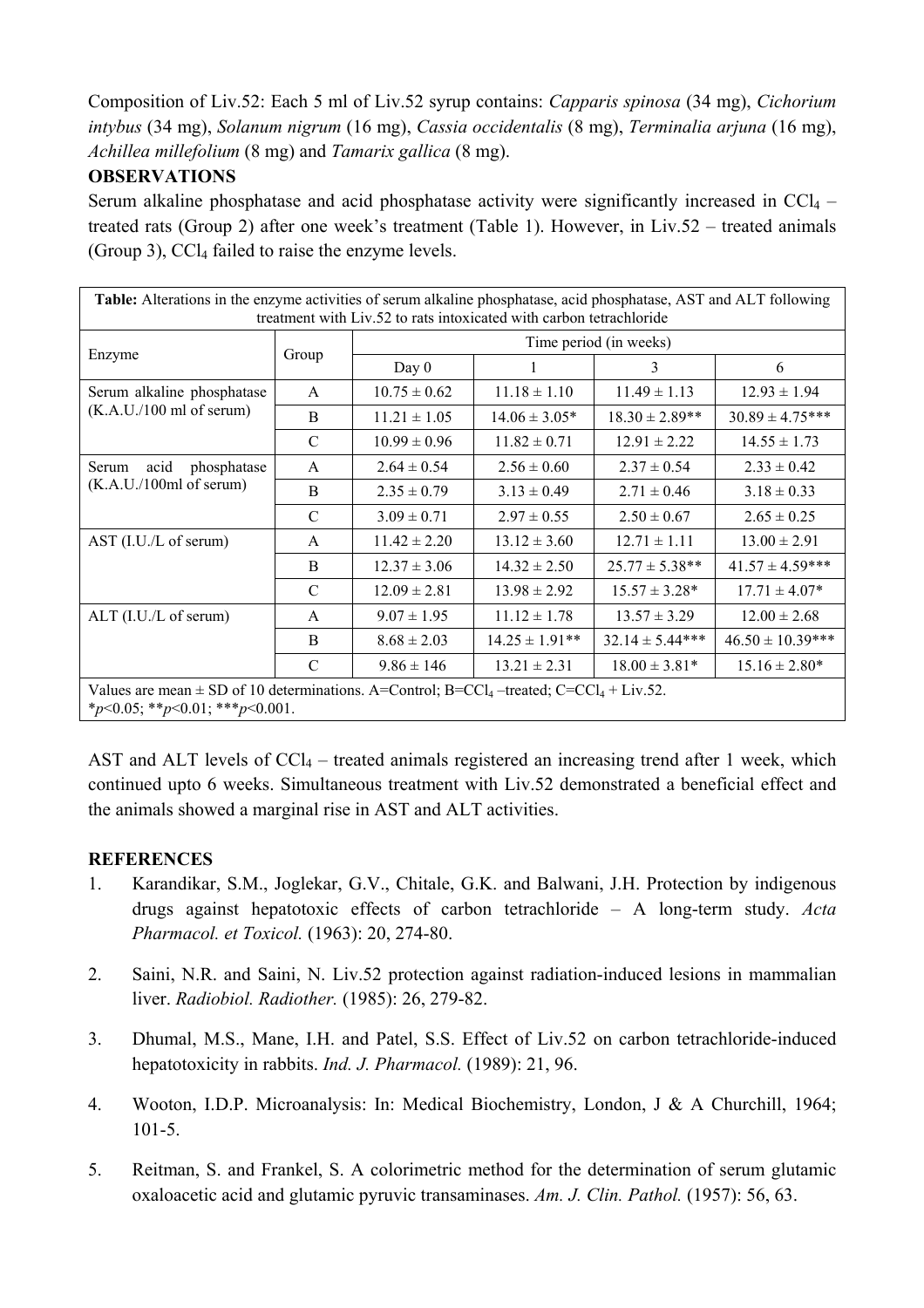Composition of Liv.52: Each 5 ml of Liv.52 syrup contains: *Capparis spinosa* (34 mg), *Cichorium intybus* (34 mg), *Solanum nigrum* (16 mg), *Cassia occidentalis* (8 mg), *Terminalia arjuna* (16 mg), *Achillea millefolium* (8 mg) and *Tamarix gallica* (8 mg).

**OBSERVATIONS**

Serum alkaline phosphatase and acid phosphatase activity were significantly increased in $CCl_4$ – treated rats (Group 2) after one week's treatment (Table 1). However, in Liv.52 – treated animals (Group 3), $CCl_4$ failed to raise the enzyme levels.

**Table:** Alterations in the enzyme activities of serum alkaline phosphatase, acid phosphatase, AST and ALT following treatment with Liv.52 to rats intoxicated with carbon tetrachloride

| Enzyme | Group | Time period (in weeks) | | | |
|---|---|---|---|---|---|
| | | Day 0 | 1 | 3 | 6 |
| Serum alkaline phosphatase (K.A.U./100 ml of serum) | A | 10.75 ± 0.62 | 11.18 ± 1.10 | 11.49 ± 1.13 | 12.93 ± 1.94 |
| | B | 11.21 ± 1.05 | 14.06 ± 3.05* | 18.30 ± 2.89** | 30.89 ± 4.75*** |
| | C | 10.99 ± 0.96 | 11.82 ± 0.71 | 12.91 ± 2.22 | 14.55 ± 1.73 |
| Serum acid phosphatase (K.A.U./100ml of serum) | A | 2.64 ± 0.54 | 2.56 ± 0.60 | 2.37 ± 0.54 | 2.33 ± 0.42 |
| | B | 2.35 ± 0.79 | 3.13 ± 0.49 | 2.71 ± 0.46 | 3.18 ± 0.33 |
| | C | 3.09 ± 0.71 | 2.97 ± 0.55 | 2.50 ± 0.67 | 2.65 ± 0.25 |
| AST (I.U./L of serum) | A | 11.42 ± 2.20 | 13.12 ± 3.60 | 12.71 ± 1.11 | 13.00 ± 2.91 |
| | B | 12.37 ± 3.06 | 14.32 ± 2.50 | 25.77 ± 5.38** | 41.57 ± 4.59*** |
| | C | 12.09 ± 2.81 | 13.98 ± 2.92 | 15.57 ± 3.28* | 17.71 ± 4.07* |
| ALT (I.U./L of serum) | A | 9.07 ± 1.95 | 11.12 ± 1.78 | 13.57 ± 3.29 | 12.00 ± 2.68 |
| | B | 8.68 ± 2.03 | 14.25 ± 1.91** | 32.14 ± 5.44*** | 46.50 ± 10.39*** |
| | C | 9.86 ± 146 | 13.21 ± 2.31 | 18.00 ± 3.81* | 15.16 ± 2.80* |

Values are mean ± SD of 10 determinations. A=Control; B=$CCl_4$ –treated; C=$CCl_4$ + Liv.52.
*$p<0.05$; **$p<0.01$; ***$p<0.001$.

AST and ALT levels of $CCl_4$ – treated animals registered an increasing trend after 1 week, which continued upto 6 weeks. Simultaneous treatment with Liv.52 demonstrated a beneficial effect and the animals showed a marginal rise in AST and ALT activities.

**REFERENCES**

1. Karandikar, S.M., Joglekar, G.V., Chitale, G.K. and Balwani, J.H. Protection by indigenous drugs against hepatotoxic effects of carbon tetrachloride – A long-term study. *Acta Pharmacol. et Toxicol.* (1963): 20, 274-80.

2. Saini, N.R. and Saini, N. Liv.52 protection against radiation-induced lesions in mammalian liver. *Radiobiol. Radiother.* (1985): 26, 279-82.

3. Dhumal, M.S., Mane, I.H. and Patel, S.S. Effect of Liv.52 on carbon tetrachloride-induced hepatotoxicity in rabbits. *Ind. J. Pharmacol.* (1989): 21, 96.

4. Wooton, I.D.P. Microanalysis: In: Medical Biochemistry, London, J & A Churchill, 1964; 101-5.

5. Reitman, S. and Frankel, S. A colorimetric method for the determination of serum glutamic oxaloacetic acid and glutamic pyruvic transaminases. *Am. J. Clin. Pathol.* (1957): 56, 63.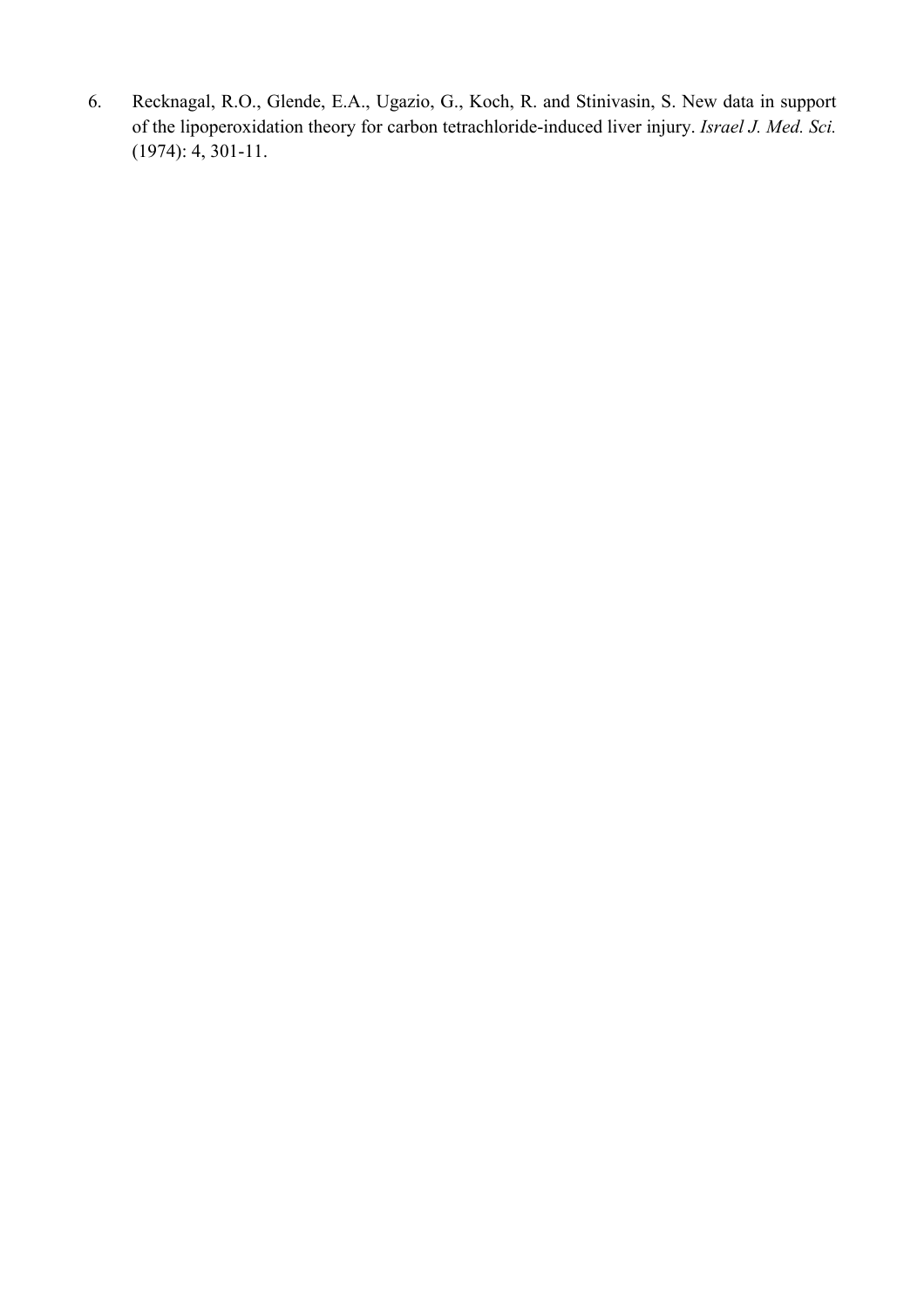6. Recknagal, R.O., Glende, E.A., Ugazio, G., Koch, R. and Stinivasin, S. New data in support of the lipoperoxidation theory for carbon tetrachloride-induced liver injury. *Israel J. Med. Sci.* (1974): 4, 301-11.